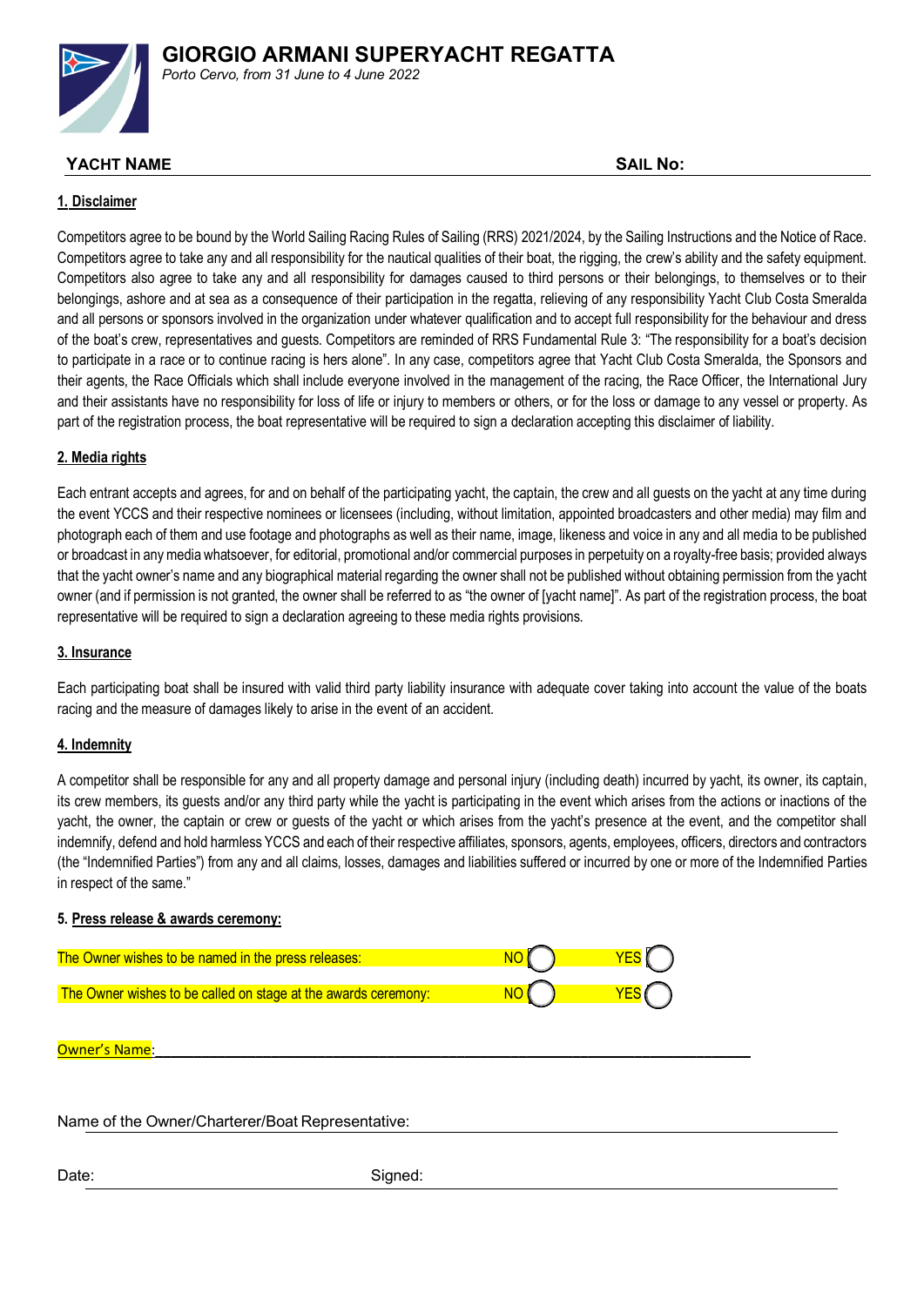# GIORGIO ARMANI SUPERYACHT REGATTA

*Porto Cervo, from 31 June to 4 June 2022*

**YACHT NAME** **SAIL No:**

## 1. Disclaimer

Competitors agree to be bound by the World Sailing Racing Rules of Sailing (RRS) 2021/2024, by the Sailing Instructions and the Notice of Race. Competitors agree to take any and all responsibility for the nautical qualities of their boat, the rigging, the crew's ability and the safety equipment. Competitors also agree to take any and all responsibility for damages caused to third persons or their belongings, to themselves or to their belongings, ashore and at sea as a consequence of their participation in the regatta, relieving of any responsibility Yacht Club Costa Smeralda and all persons or sponsors involved in the organization under whatever qualification and to accept full responsibility for the behaviour and dress of the boat's crew, representatives and guests. Competitors are reminded of RRS Fundamental Rule 3: "The responsibility for a boat's decision to participate in a race or to continue racing is hers alone". In any case, competitors agree that Yacht Club Costa Smeralda, the Sponsors and their agents, the Race Officials which shall include everyone involved in the management of the racing, the Race Officer, the International Jury and their assistants have no responsibility for loss of life or injury to members or others, or for the loss or damage to any vessel or property. As part of the registration process, the boat representative will be required to sign a declaration accepting this disclaimer of liability.

## 2. Media rights

Each entrant accepts and agrees, for and on behalf of the participating yacht, the captain, the crew and all guests on the yacht at any time during the event YCCS and their respective nominees or licensees (including, without limitation, appointed broadcasters and other media) may film and photograph each of them and use footage and photographs as well as their name, image, likeness and voice in any and all media to be published or broadcast in any media whatsoever, for editorial, promotional and/or commercial purposes in perpetuity on a royalty-free basis; provided always that the yacht owner's name and any biographical material regarding the owner shall not be published without obtaining permission from the yacht owner (and if permission is not granted, the owner shall be referred to as "the owner of [yacht name]". As part of the registration process, the boat representative will be required to sign a declaration agreeing to these media rights provisions.

## 3. Insurance

Each participating boat shall be insured with valid third party liability insurance with adequate cover taking into account the value of the boats racing and the measure of damages likely to arise in the event of an accident.

## 4. Indemnity

A competitor shall be responsible for any and all property damage and personal injury (including death) incurred by yacht, its owner, its captain, its crew members, its guests and/or any third party while the yacht is participating in the event which arises from the actions or inactions of the yacht, the owner, the captain or crew or guests of the yacht or which arises from the yacht's presence at the event, and the competitor shall indemnify, defend and hold harmless YCCS and each of their respective affiliates, sponsors, agents, employees, officers, directors and contractors (the "Indemnified Parties") from any and all claims, losses, damages and liabilities suffered or incurred by one or more of the Indemnified Parties in respect of the same."

## 5. Press release & awards ceremony:

The Owner wishes to be named in the press releases: NO ◯ YES ◯

The Owner wishes to be called on stage at the awards ceremony: NO ◯ YES ◯

Owner's Name: ________________________________________

Name of the Owner/Charterer/Boat Representative: ________________________________________

Date: ____________________ Signed: ____________________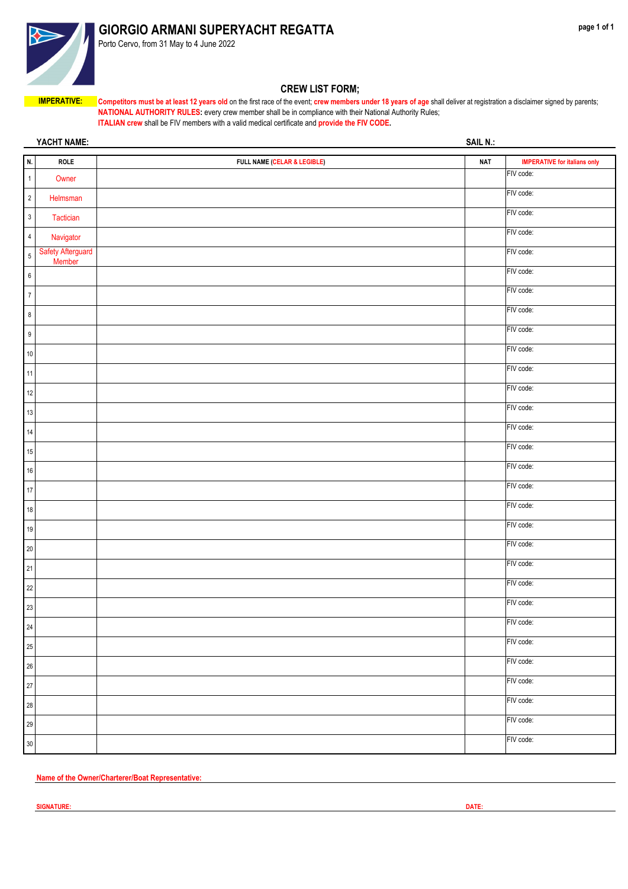# GIORGIO ARMANI SUPERYACHT REGATTA

Porto Cervo, from 31 May to 4 June 2022

## CREW LIST FORM;

**IMPERATIVE:** **Competitors must be at least 12 years old** on the first race of the event; **crew members under 18 years of age** shall deliver at registration a disclaimer signed by parents;
**NATIONAL AUTHORITY RULES:** every crew member shall be in compliance with their National Authority Rules;
**ITALIAN crew** shall be FIV members with a valid medical certificate and **provide the FIV CODE.**

**YACHT NAME:** **SAIL N.:**

| N. | ROLE | FULL NAME (CELAR & LEGIBLE) | NAT | IMPERATIVE for italians only |
|---|---|---|---|---|
| 1 | Owner | | | FIV code: |
| 2 | Helmsman | | | FIV code: |
| 3 | Tactician | | | FIV code: |
| 4 | Navigator | | | FIV code: |
| 5 | Safety Afterguard Member | | | FIV code: |
| 6 | | | | FIV code: |
| 7 | | | | FIV code: |
| 8 | | | | FIV code: |
| 9 | | | | FIV code: |
| 10 | | | | FIV code: |
| 11 | | | | FIV code: |
| 12 | | | | FIV code: |
| 13 | | | | FIV code: |
| 14 | | | | FIV code: |
| 15 | | | | FIV code: |
| 16 | | | | FIV code: |
| 17 | | | | FIV code: |
| 18 | | | | FIV code: |
| 19 | | | | FIV code: |
| 20 | | | | FIV code: |
| 21 | | | | FIV code: |
| 22 | | | | FIV code: |
| 23 | | | | FIV code: |
| 24 | | | | FIV code: |
| 25 | | | | FIV code: |
| 26 | | | | FIV code: |
| 27 | | | | FIV code: |
| 28 | | | | FIV code: |
| 29 | | | | FIV code: |
| 30 | | | | FIV code: |

**Name of the Owner/Charterer/Boat Representative:**

**SIGNATURE:** **DATE:**